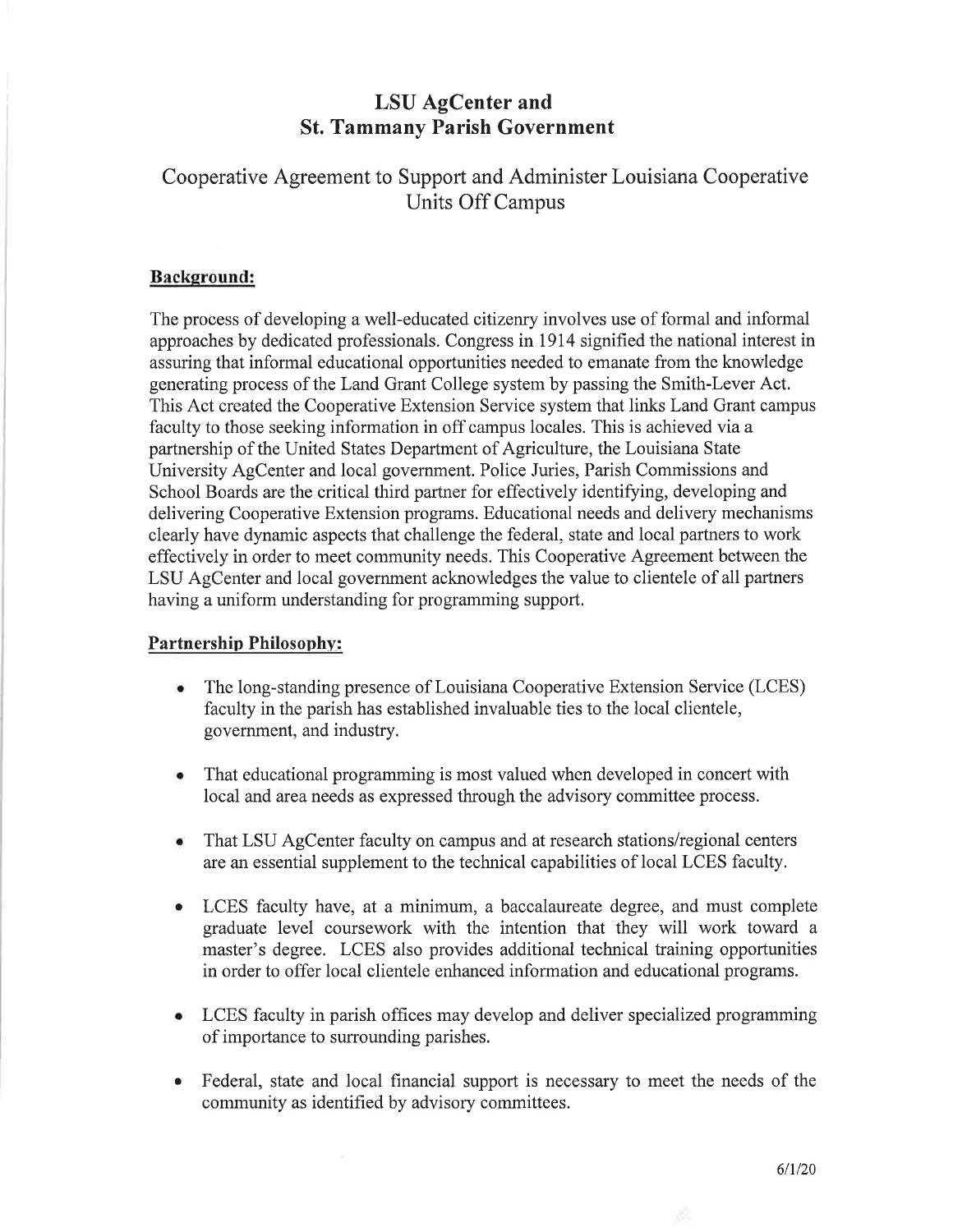# LSU AgCenter and St. Tammany Parish Government

## Cooperative Agreement to Support and Administer Louisiana Cooperative Units Off Campus

### Background:

The process of developing a well-educated citizenry involves use of formal and informal approaches by dedicated professionals. Congress in 1914 signified the national interest in assuring that informal educational opportunities needed to emanate from the knowledge generating process of the Land Grant College system by passing the Smith-Lever Act. This Act created the Cooperative Extension Service system that links Land Grant campus faculty to those seeking information in off campus locales. This is achieved via a partnership of the United States Department of Agriculture, the Louisiana State University AgCenter and local government. Police Juries, Parish Commissions and School Boards are the critical third partner for effectively identifying, developing and delivering Cooperative Extension programs. Educational needs and delivery mechanisms clearly have dynamic aspects that challenge the federal, state and local partners to work effectively in order to meet community needs. This Cooperative Agreement between the LSU AgCenter and local government acknowledges the value to clientele of all partners having a uniform understanding for programming support.

### Partnership Philosophy:

- The long-standing presence of Louisiana Cooperative Extension Service (LCES) faculty in the parish has established invaluable ties to the local clientele, government, and industry.
- That educational programming is most valued when developed in concert with local and area needs as expressed through the advisory committee process.
- That LSU AgCenter faculty on campus and at research stations/regional centers are an essential supplement to the technical capabilities of local LCES faculty.
- LCES faculty have, at a minimum, a baccalaureate degree, and must complete graduate level coursework with the intention that they will work toward a master's degree. LCES also provides additional technical training opportunities in order to offer local clientele enhanced information and educational programs.
- LCES faculty in parish offices may develop and deliver specialized programming of importance to surrounding parishes.
- Federal, state and local financial support is necessary to meet the needs of the community as identified by advisory committees.

6/1/20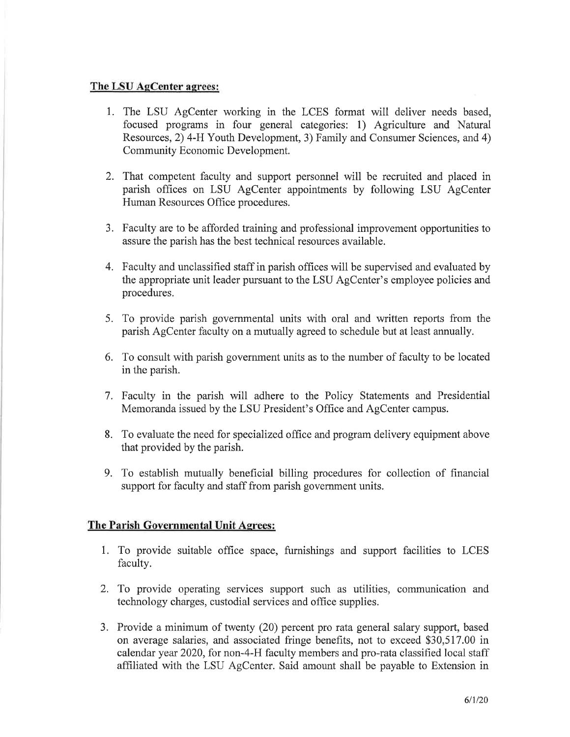**The LSU AgCenter agrees:**

1. The LSU AgCenter working in the LCES format will deliver needs based, focused programs in four general categories: 1) Agriculture and Natural Resources, 2) 4-H Youth Development, 3) Family and Consumer Sciences, and 4) Community Economic Development.

2. That competent faculty and support personnel will be recruited and placed in parish offices on LSU AgCenter appointments by following LSU AgCenter Human Resources Office procedures.

3. Faculty are to be afforded training and professional improvement opportunities to assure the parish has the best technical resources available.

4. Faculty and unclassified staff in parish offices will be supervised and evaluated by the appropriate unit leader pursuant to the LSU AgCenter's employee policies and procedures.

5. To provide parish governmental units with oral and written reports from the parish AgCenter faculty on a mutually agreed to schedule but at least annually.

6. To consult with parish government units as to the number of faculty to be located in the parish.

7. Faculty in the parish will adhere to the Policy Statements and Presidential Memoranda issued by the LSU President's Office and AgCenter campus.

8. To evaluate the need for specialized office and program delivery equipment above that provided by the parish.

9. To establish mutually beneficial billing procedures for collection of financial support for faculty and staff from parish government units.

**The Parish Governmental Unit Agrees:**

1. To provide suitable office space, furnishings and support facilities to LCES faculty.

2. To provide operating services support such as utilities, communication and technology charges, custodial services and office supplies.

3. Provide a minimum of twenty (20) percent pro rata general salary support, based on average salaries, and associated fringe benefits, not to exceed $30,517.00 in calendar year 2020, for non-4-H faculty members and pro-rata classified local staff affiliated with the LSU AgCenter. Said amount shall be payable to Extension in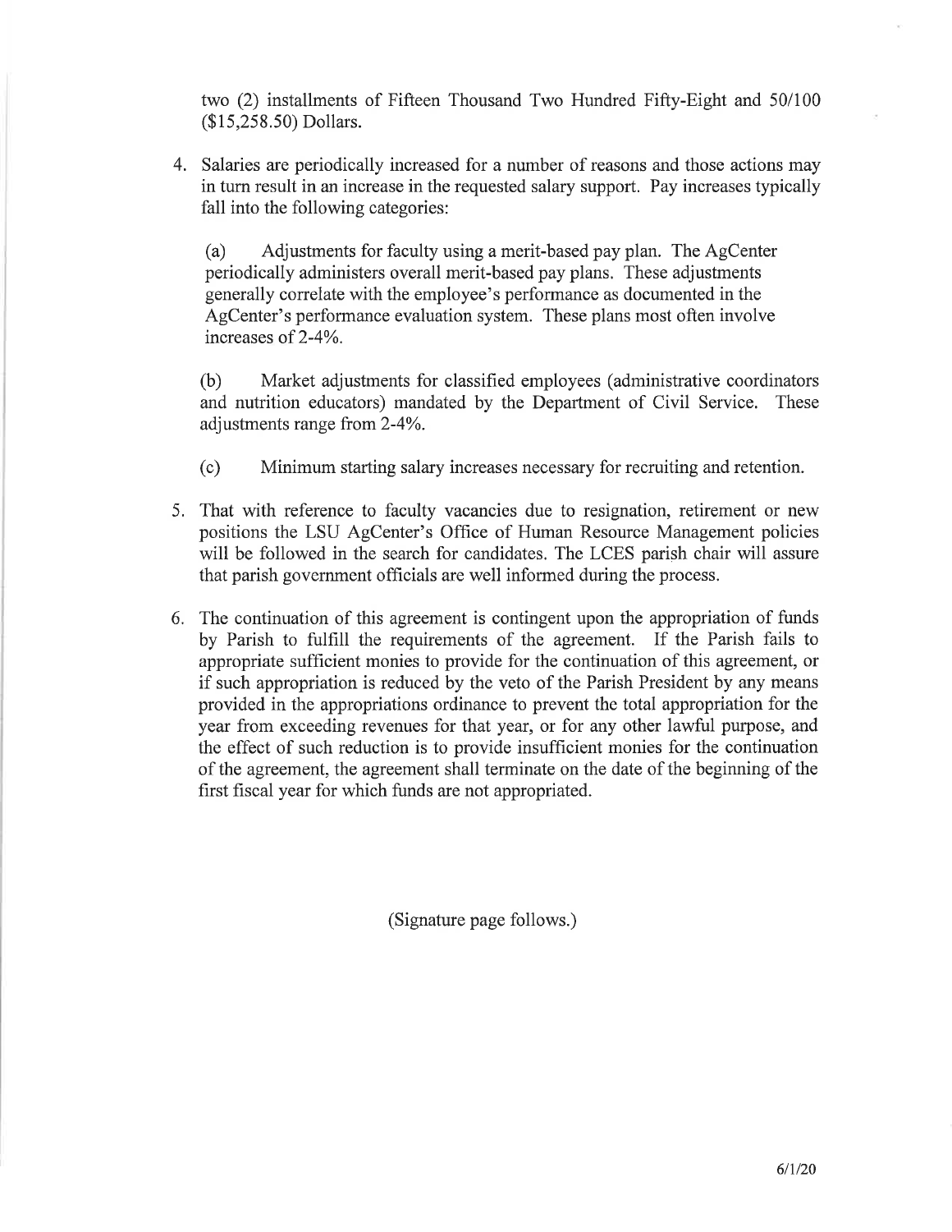two (2) installments of Fifteen Thousand Two Hundred Fifty-Eight and 50/100 ($15,258.50) Dollars.

4. Salaries are periodically increased for a number of reasons and those actions may in turn result in an increase in the requested salary support. Pay increases typically fall into the following categories:

   (a) Adjustments for faculty using a merit-based pay plan. The AgCenter periodically administers overall merit-based pay plans. These adjustments generally correlate with the employee's performance as documented in the AgCenter's performance evaluation system. These plans most often involve increases of 2-4%.

   (b) Market adjustments for classified employees (administrative coordinators and nutrition educators) mandated by the Department of Civil Service. These adjustments range from 2-4%.

   (c) Minimum starting salary increases necessary for recruiting and retention.

5. That with reference to faculty vacancies due to resignation, retirement or new positions the LSU AgCenter's Office of Human Resource Management policies will be followed in the search for candidates. The LCES parish chair will assure that parish government officials are well informed during the process.

6. The continuation of this agreement is contingent upon the appropriation of funds by Parish to fulfill the requirements of the agreement. If the Parish fails to appropriate sufficient monies to provide for the continuation of this agreement, or if such appropriation is reduced by the veto of the Parish President by any means provided in the appropriations ordinance to prevent the total appropriation for the year from exceeding revenues for that year, or for any other lawful purpose, and the effect of such reduction is to provide insufficient monies for the continuation of the agreement, the agreement shall terminate on the date of the beginning of the first fiscal year for which funds are not appropriated.

(Signature page follows.)

6/1/20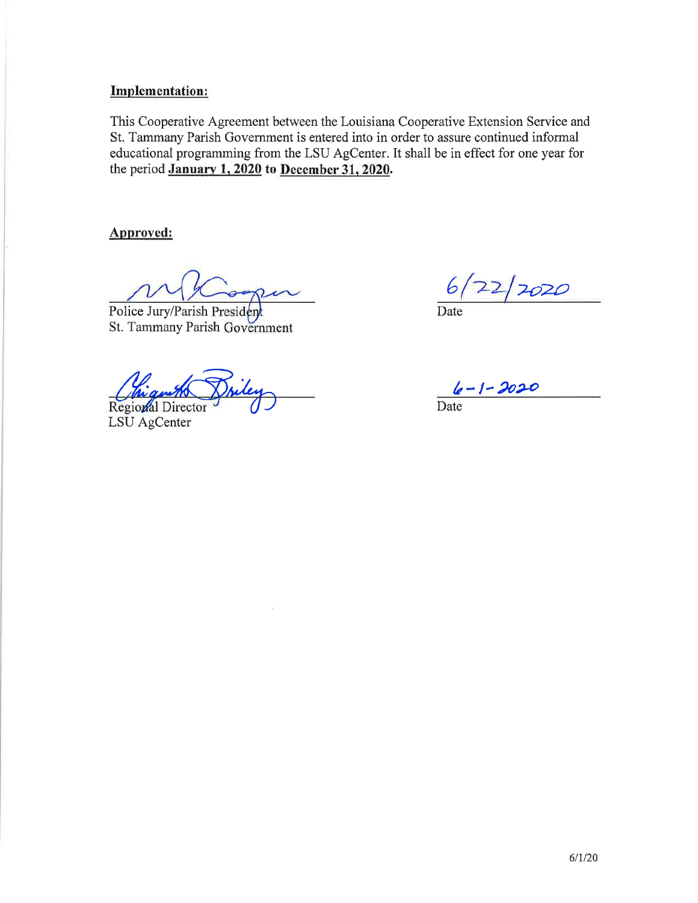**Implementation:**

This Cooperative Agreement between the Louisiana Cooperative Extension Service and St. Tammany Parish Government is entered into in order to assure continued informal educational programming from the LSU AgCenter. It shall be in effect for one year for the period **January 1, 2020** to **December 31, 2020.**

**Approved:**

Police Jury/Parish President
St. Tammany Parish Government

6/22/2020
Date

Regional Director
LSU AgCenter

6-1-2020
Date

6/1/20